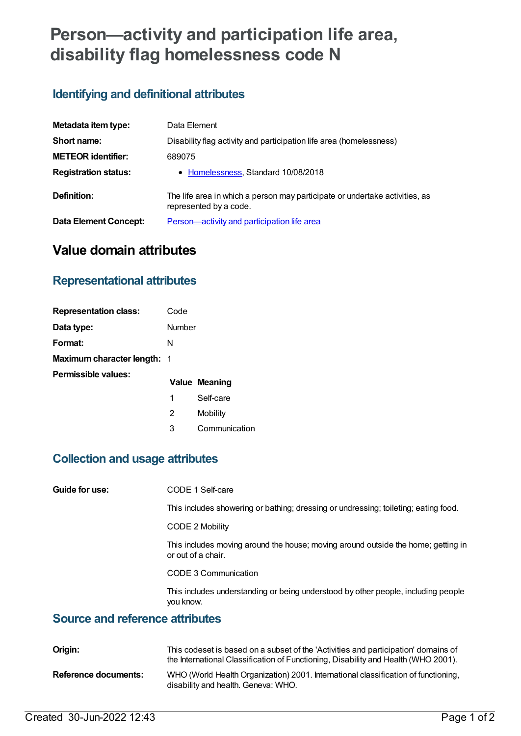# Person—activity and participation life area, disability flag homelessness code N

## Identifying and definitional attributes

| | |
|---|---|
| **Metadata item type:** | Data Element |
| **Short name:** | Disability flag activity and participation life area (homelessness) |
| **METEOR identifier:** | 689075 |
| **Registration status:** | • Homelessness, Standard 10/08/2018 |
| **Definition:** | The life area in which a person may participate or undertake activities, as represented by a code. |
| **Data Element Concept:** | Person—activity and participation life area |

# Value domain attributes

## Representational attributes

| | |
|---|---|
| **Representation class:** | Code |
| **Data type:** | Number |
| **Format:** | N |
| **Maximum character length:** | 1 |

**Permissible values:**

| Value | Meaning |
|---|---|
| 1 | Self-care |
| 2 | Mobility |
| 3 | Communication |

## Collection and usage attributes

**Guide for use:**

CODE 1 Self-care

This includes showering or bathing; dressing or undressing; toileting; eating food.

CODE 2 Mobility

This includes moving around the house; moving around outside the home; getting in or out of a chair.

CODE 3 Communication

This includes understanding or being understood by other people, including people you know.

## Source and reference attributes

| | |
|---|---|
| **Origin:** | This codeset is based on a subset of the 'Activities and participation' domains of the International Classification of Functioning, Disability and Health (WHO 2001). |
| **Reference documents:** | WHO (World Health Organization) 2001. International classification of functioning, disability and health. Geneva: WHO. |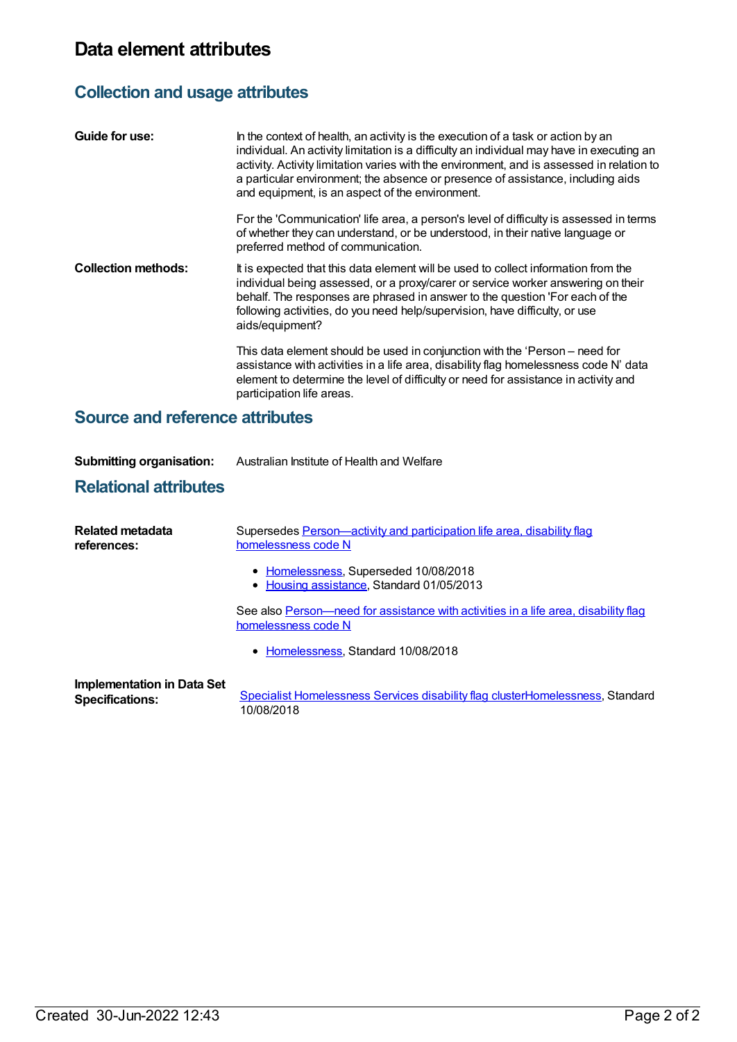# Data element attributes

## Collection and usage attributes

**Guide for use:**

In the context of health, an activity is the execution of a task or action by an individual. An activity limitation is a difficulty an individual may have in executing an activity. Activity limitation varies with the environment, and is assessed in relation to a particular environment; the absence or presence of assistance, including aids and equipment, is an aspect of the environment.

For the 'Communication' life area, a person's level of difficulty is assessed in terms of whether they can understand, or be understood, in their native language or preferred method of communication.

**Collection methods:**

It is expected that this data element will be used to collect information from the individual being assessed, or a proxy/carer or service worker answering on their behalf. The responses are phrased in answer to the question 'For each of the following activities, do you need help/supervision, have difficulty, or use aids/equipment?

This data element should be used in conjunction with the 'Person – need for assistance with activities in a life area, disability flag homelessness code N' data element to determine the level of difficulty or need for assistance in activity and participation life areas.

## Source and reference attributes

**Submitting organisation:** Australian Institute of Health and Welfare

## Relational attributes

**Related metadata references:**

Supersedes Person—activity and participation life area, disability flag homelessness code N

- Homelessness, Superseded 10/08/2018
- Housing assistance, Standard 01/05/2013

See also Person—need for assistance with activities in a life area, disability flag homelessness code N

- Homelessness, Standard 10/08/2018

**Implementation in Data Set Specifications:**

Specialist Homelessness Services disability flag clusterHomelessness, Standard 10/08/2018